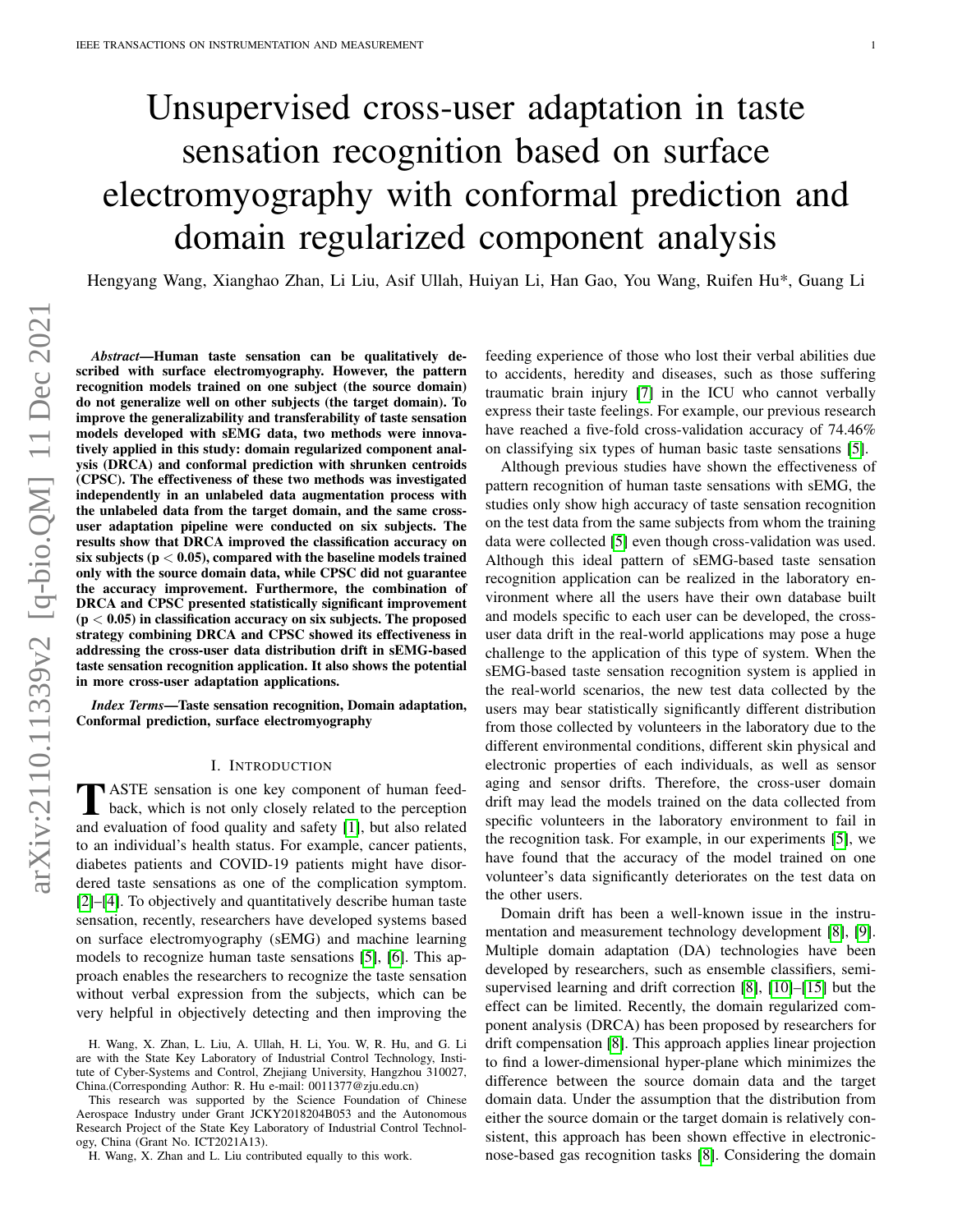# Unsupervised cross-user adaptation in taste sensation recognition based on surface electromyography with conformal prediction and domain regularized component analysis

Hengyang Wang, Xianghao Zhan, Li Liu, Asif Ullah, Huiyan Li, Han Gao, You Wang, Ruifen Hu*, Guang Li

***Abstract*—Human taste sensation can be qualitatively described with surface electromyography. However, the pattern recognition models trained on one subject (the source domain) do not generalize well on other subjects (the target domain). To improve the generalizability and transferability of taste sensation models developed with sEMG data, two methods were innovatively applied in this study: domain regularized component analysis (DRCA) and conformal prediction with shrunken centroids (CPSC). The effectiveness of these two methods was investigated independently in an unlabeled data augmentation process with the unlabeled data from the target domain, and the same cross-user adaptation pipeline were conducted on six subjects. The results show that DRCA improved the classification accuracy on six subjects ($p < 0.05$), compared with the baseline models trained only with the source domain data, while CPSC did not guarantee the accuracy improvement. Furthermore, the combination of DRCA and CPSC presented statistically significant improvement ($p < 0.05$) in classification accuracy on six subjects. The proposed strategy combining DRCA and CPSC showed its effectiveness in addressing the cross-user data distribution drift in sEMG-based taste sensation recognition application. It also shows the potential in more cross-user adaptation applications.**

***Index Terms*—Taste sensation recognition, Domain adaptation, Conformal prediction, surface electromyography**

## I. Introduction

TASTE sensation is one key component of human feedback, which is not only closely related to the perception and evaluation of food quality and safety [1], but also related to an individual's health status. For example, cancer patients, diabetes patients and COVID-19 patients might have disordered taste sensations as one of the complication symptom. [2]–[4]. To objectively and quantitatively describe human taste sensation, recently, researchers have developed systems based on surface electromyography (sEMG) and machine learning models to recognize human taste sensations [5], [6]. This approach enables the researchers to recognize the taste sensation without verbal expression from the subjects, which can be very helpful in objectively detecting and then improving the feeding experience of those who lost their verbal abilities due to accidents, heredity and diseases, such as those suffering traumatic brain injury [7] in the ICU who cannot verbally express their taste feelings. For example, our previous research have reached a five-fold cross-validation accuracy of 74.46% on classifying six types of human basic taste sensations [5].

Although previous studies have shown the effectiveness of pattern recognition of human taste sensations with sEMG, the studies only show high accuracy of taste sensation recognition on the test data from the same subjects from whom the training data were collected [5] even though cross-validation was used. Although this ideal pattern of sEMG-based taste sensation recognition application can be realized in the laboratory environment where all the users have their own database built and models specific to each user can be developed, the cross-user data drift in the real-world applications may pose a huge challenge to the application of this type of system. When the sEMG-based taste sensation recognition system is applied in the real-world scenarios, the new test data collected by the users may bear statistically significantly different distribution from those collected by volunteers in the laboratory due to the different environmental conditions, different skin physical and electronic properties of each individuals, as well as sensor aging and sensor drifts. Therefore, the cross-user domain drift may lead the models trained on the data collected from specific volunteers in the laboratory environment to fail in the recognition task. For example, in our experiments [5], we have found that the accuracy of the model trained on one volunteer's data significantly deteriorates on the test data on the other users.

Domain drift has been a well-known issue in the instrumentation and measurement technology development [8], [9]. Multiple domain adaptation (DA) technologies have been developed by researchers, such as ensemble classifiers, semi-supervised learning and drift correction [8], [10]–[15] but the effect can be limited. Recently, the domain regularized component analysis (DRCA) has been proposed by researchers for drift compensation [8]. This approach applies linear projection to find a lower-dimensional hyper-plane which minimizes the difference between the source domain data and the target domain data. Under the assumption that the distribution from either the source domain or the target domain is relatively consistent, this approach has been shown effective in electronic-nose-based gas recognition tasks [8]. Considering the domain

H. Wang, X. Zhan, L. Liu, A. Ullah, H. Li, You. W, R. Hu, and G. Li are with the State Key Laboratory of Industrial Control Technology, Institute of Cyber-Systems and Control, Zhejiang University, Hangzhou 310027, China.(Corresponding Author: R. Hu e-mail: 0011377@zju.edu.cn)

This research was supported by the Science Foundation of Chinese Aerospace Industry under Grant JCKY2018204B053 and the Autonomous Research Project of the State Key Laboratory of Industrial Control Technology, China (Grant No. ICT2021A13).

H. Wang, X. Zhan and L. Liu contributed equally to this work.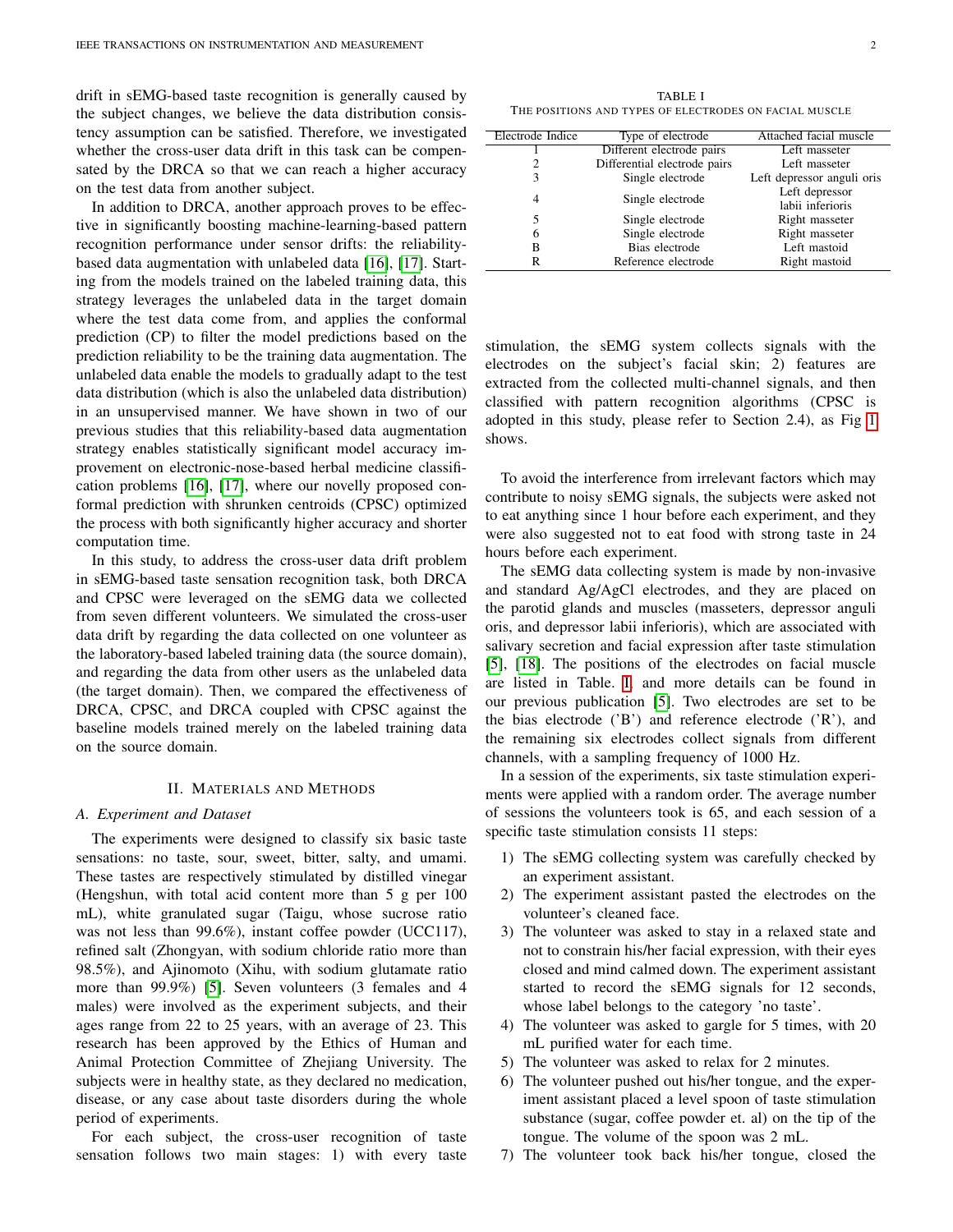drift in sEMG-based taste recognition is generally caused by the subject changes, we believe the data distribution consistency assumption can be satisfied. Therefore, we investigated whether the cross-user data drift in this task can be compensated by the DRCA so that we can reach a higher accuracy on the test data from another subject.

In addition to DRCA, another approach proves to be effective in significantly boosting machine-learning-based pattern recognition performance under sensor drifts: the reliability-based data augmentation with unlabeled data [16], [17]. Starting from the models trained on the labeled training data, this strategy leverages the unlabeled data in the target domain where the test data come from, and applies the conformal prediction (CP) to filter the model predictions based on the prediction reliability to be the training data augmentation. The unlabeled data enable the models to gradually adapt to the test data distribution (which is also the unlabeled data distribution) in an unsupervised manner. We have shown in two of our previous studies that this reliability-based data augmentation strategy enables statistically significant model accuracy improvement on electronic-nose-based herbal medicine classification problems [16], [17], where our novelly proposed conformal prediction with shrunken centroids (CPSC) optimized the process with both significantly higher accuracy and shorter computation time.

In this study, to address the cross-user data drift problem in sEMG-based taste sensation recognition task, both DRCA and CPSC were leveraged on the sEMG data we collected from seven different volunteers. We simulated the cross-user data drift by regarding the data collected on one volunteer as the laboratory-based labeled training data (the source domain), and regarding the data from other users as the unlabeled data (the target domain). Then, we compared the effectiveness of DRCA, CPSC, and DRCA coupled with CPSC against the baseline models trained merely on the labeled training data on the source domain.

## II. Materials and Methods

### A. Experiment and Dataset

The experiments were designed to classify six basic taste sensations: no taste, sour, sweet, bitter, salty, and umami. These tastes are respectively stimulated by distilled vinegar (Hengshun, with total acid content more than 5 g per 100 mL), white granulated sugar (Taigu, whose sucrose ratio was not less than 99.6%), instant coffee powder (UCC117), refined salt (Zhongyan, with sodium chloride ratio more than 98.5%), and Ajinomoto (Xihu, with sodium glutamate ratio more than 99.9%) [5]. Seven volunteers (3 females and 4 males) were involved as the experiment subjects, and their ages range from 22 to 25 years, with an average of 23. This research has been approved by the Ethics of Human and Animal Protection Committee of Zhejiang University. The subjects were in healthy state, as they declared no medication, disease, or any case about taste disorders during the whole period of experiments.

For each subject, the cross-user recognition of taste sensation follows two main stages: 1) with every taste stimulation, the sEMG system collects signals with the electrodes on the subject's facial skin; 2) features are extracted from the collected multi-channel signals, and then classified with pattern recognition algorithms (CPSC is adopted in this study, please refer to Section 2.4), as Fig 1 shows.

TABLE I
THE POSITIONS AND TYPES OF ELECTRODES ON FACIAL MUSCLE

| Electrode Indice | Type of electrode | Attached facial muscle |
|---|---|---|
| 1 | Different electrode pairs | Left masseter |
| 2 | Differential electrode pairs | Left masseter |
| 3 | Single electrode | Left depressor anguli oris |
| 4 | Single electrode | Left depressor labii inferioris |
| 5 | Single electrode | Right masseter |
| 6 | Single electrode | Right masseter |
| B | Bias electrode | Left mastoid |
| R | Reference electrode | Right mastoid |

To avoid the interference from irrelevant factors which may contribute to noisy sEMG signals, the subjects were asked not to eat anything since 1 hour before each experiment, and they were also suggested not to eat food with strong taste in 24 hours before each experiment.

The sEMG data collecting system is made by non-invasive and standard Ag/AgCl electrodes, and they are placed on the parotid glands and muscles (masseters, depressor anguli oris, and depressor labii inferioris), which are associated with salivary secretion and facial expression after taste stimulation [5], [18]. The positions of the electrodes on facial muscle are listed in Table. I and more details can be found in our previous publication [5]. Two electrodes are set to be the bias electrode ('B') and reference electrode ('R'), and the remaining six electrodes collect signals from different channels, with a sampling frequency of 1000 Hz.

In a session of the experiments, six taste stimulation experiments were applied with a random order. The average number of sessions the volunteers took is 65, and each session of a specific taste stimulation consists 11 steps:

1) The sEMG collecting system was carefully checked by an experiment assistant.
2) The experiment assistant pasted the electrodes on the volunteer's cleaned face.
3) The volunteer was asked to stay in a relaxed state and not to constrain his/her facial expression, with their eyes closed and mind calmed down. The experiment assistant started to record the sEMG signals for 12 seconds, whose label belongs to the category 'no taste'.
4) The volunteer was asked to gargle for 5 times, with 20 mL purified water for each time.
5) The volunteer was asked to relax for 2 minutes.
6) The volunteer pushed out his/her tongue, and the experiment assistant placed a level spoon of taste stimulation substance (sugar, coffee powder et. al) on the tip of the tongue. The volume of the spoon was 2 mL.
7) The volunteer took back his/her tongue, closed the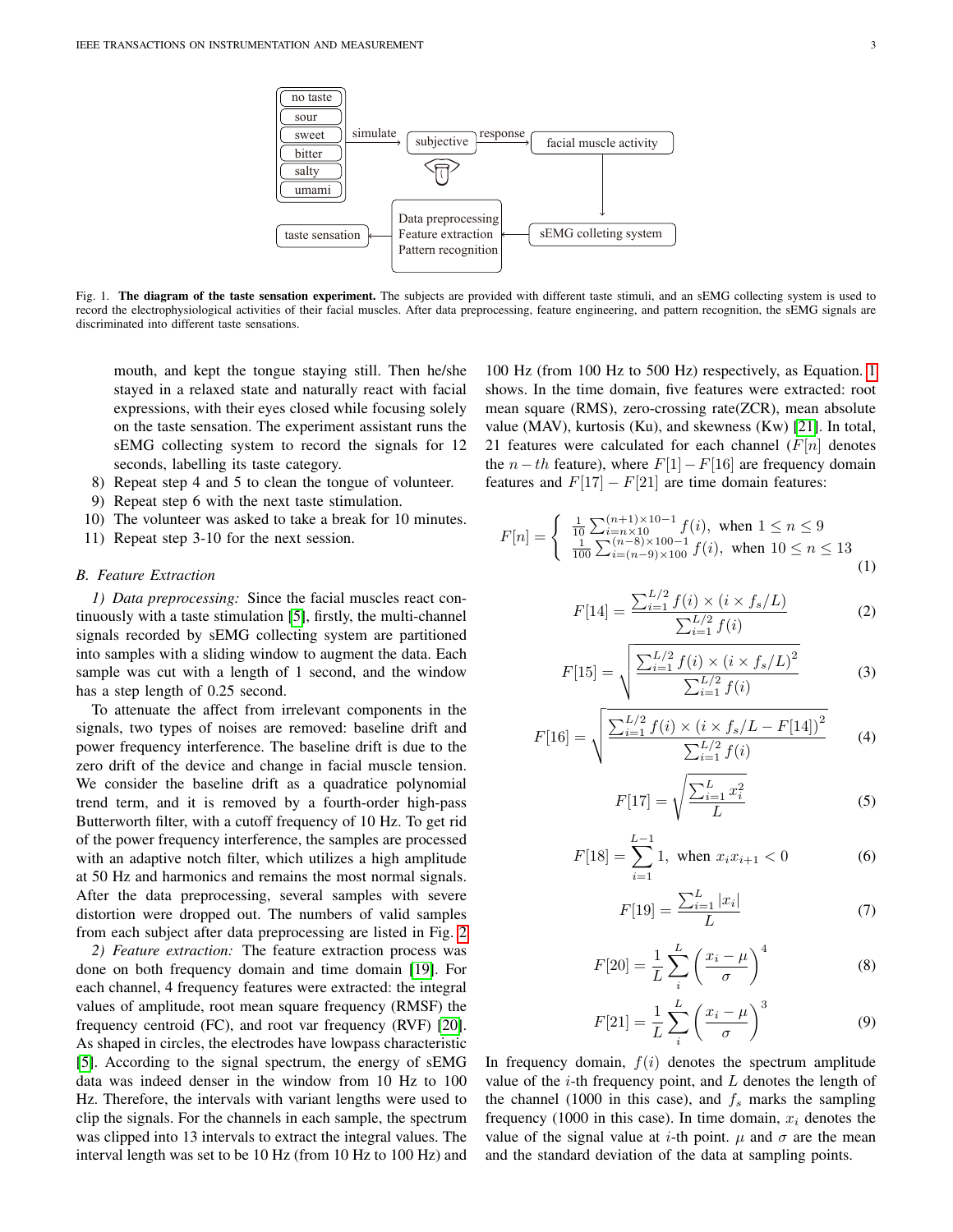Fig. 1. **The diagram of the taste sensation experiment.** The subjects are provided with different taste stimuli, and an sEMG collecting system is used to record the electrophysiological activities of their facial muscles. After data preprocessing, feature engineering, and pattern recognition, the sEMG signals are discriminated into different taste sensations.

mouth, and kept the tongue staying still. Then he/she stayed in a relaxed state and naturally react with facial expressions, with their eyes closed while focusing solely on the taste sensation. The experiment assistant runs the sEMG collecting system to record the signals for 12 seconds, labelling its taste category.

8) Repeat step 4 and 5 to clean the tongue of volunteer.
9) Repeat step 6 with the next taste stimulation.
10) The volunteer was asked to take a break for 10 minutes.
11) Repeat step 3-10 for the next session.

### B. Feature Extraction

*1) Data preprocessing:* Since the facial muscles react continuously with a taste stimulation [5], firstly, the multi-channel signals recorded by sEMG collecting system are partitioned into samples with a sliding window to augment the data. Each sample was cut with a length of 1 second, and the window has a step length of 0.25 second.

To attenuate the affect from irrelevant components in the signals, two types of noises are removed: baseline drift and power frequency interference. The baseline drift is due to the zero drift of the device and change in facial muscle tension. We consider the baseline drift as a quadratice polynomial trend term, and it is removed by a fourth-order high-pass Butterworth filter, with a cutoff frequency of 10 Hz. To get rid of the power frequency interference, the samples are processed with an adaptive notch filter, which utilizes a high amplitude at 50 Hz and harmonics and remains the most normal signals. After the data preprocessing, several samples with severe distortion were dropped out. The numbers of valid samples from each subject after data preprocessing are listed in Fig. 2

*2) Feature extraction:* The feature extraction process was done on both frequency domain and time domain [19]. For each channel, 4 frequency features were extracted: the integral values of amplitude, root mean square frequency (RMSF) the frequency centroid (FC), and root var frequency (RVF) [20]. As shaped in circles, the electrodes have lowpass characteristic [5]. According to the signal spectrum, the energy of sEMG data was indeed denser in the window from 10 Hz to 100 Hz. Therefore, the intervals with variant lengths were used to clip the signals. For the channels in each sample, the spectrum was clipped into 13 intervals to extract the integral values. The interval length was set to be 10 Hz (from 10 Hz to 100 Hz) and 100 Hz (from 100 Hz to 500 Hz) respectively, as Equation. 1 shows. In the time domain, five features were extracted: root mean square (RMS), zero-crossing rate(ZCR), mean absolute value (MAV), kurtosis (Ku), and skewness (Kw) [21]. In total, 21 features were calculated for each channel ($F[n]$ denotes the $n-th$ feature), where $F[1]-F[16]$ are frequency domain features and $F[17]-F[21]$ are time domain features:

$$F[n] = \begin{cases} \frac{1}{10}\sum_{i=n\times 10}^{(n+1)\times 10-1} f(i), \text{ when } 1 \le n \le 9 \\ \frac{1}{100}\sum_{i=(n-9)\times 100}^{(n-8)\times 100-1} f(i), \text{ when } 10 \le n \le 13 \end{cases} \tag{1}$$

$$F[14] = \frac{\sum_{i=1}^{L/2} f(i) \times (i \times f_s/L)}{\sum_{i=1}^{L/2} f(i)} \tag{2}$$

$$F[15] = \sqrt{\frac{\sum_{i=1}^{L/2} f(i) \times (i \times f_s/L)^2}{\sum_{i=1}^{L/2} f(i)}} \tag{3}$$

$$F[16] = \sqrt{\frac{\sum_{i=1}^{L/2} f(i) \times (i \times f_s/L - F[14])^2}{\sum_{i=1}^{L/2} f(i)}} \tag{4}$$

$$F[17] = \sqrt{\frac{\sum_{i=1}^{L} x_i^2}{L}} \tag{5}$$

$$F[18] = \sum_{i=1}^{L-1} 1, \text{ when } x_i x_{i+1} < 0 \tag{6}$$

$$F[19] = \frac{\sum_{i=1}^{L} |x_i|}{L} \tag{7}$$

$$F[20] = \frac{1}{L}\sum_{i}^{L}\left(\frac{x_i-\mu}{\sigma}\right)^4 \tag{8}$$

$$F[21] = \frac{1}{L}\sum_{i}^{L}\left(\frac{x_i-\mu}{\sigma}\right)^3 \tag{9}$$

In frequency domain, $f(i)$ denotes the spectrum amplitude value of the $i$-th frequency point, and $L$ denotes the length of the channel (1000 in this case), and $f_s$ marks the sampling frequency (1000 in this case). In time domain, $x_i$ denotes the value of the signal value at $i$-th point. $\mu$ and $\sigma$ are the mean and the standard deviation of the data at sampling points.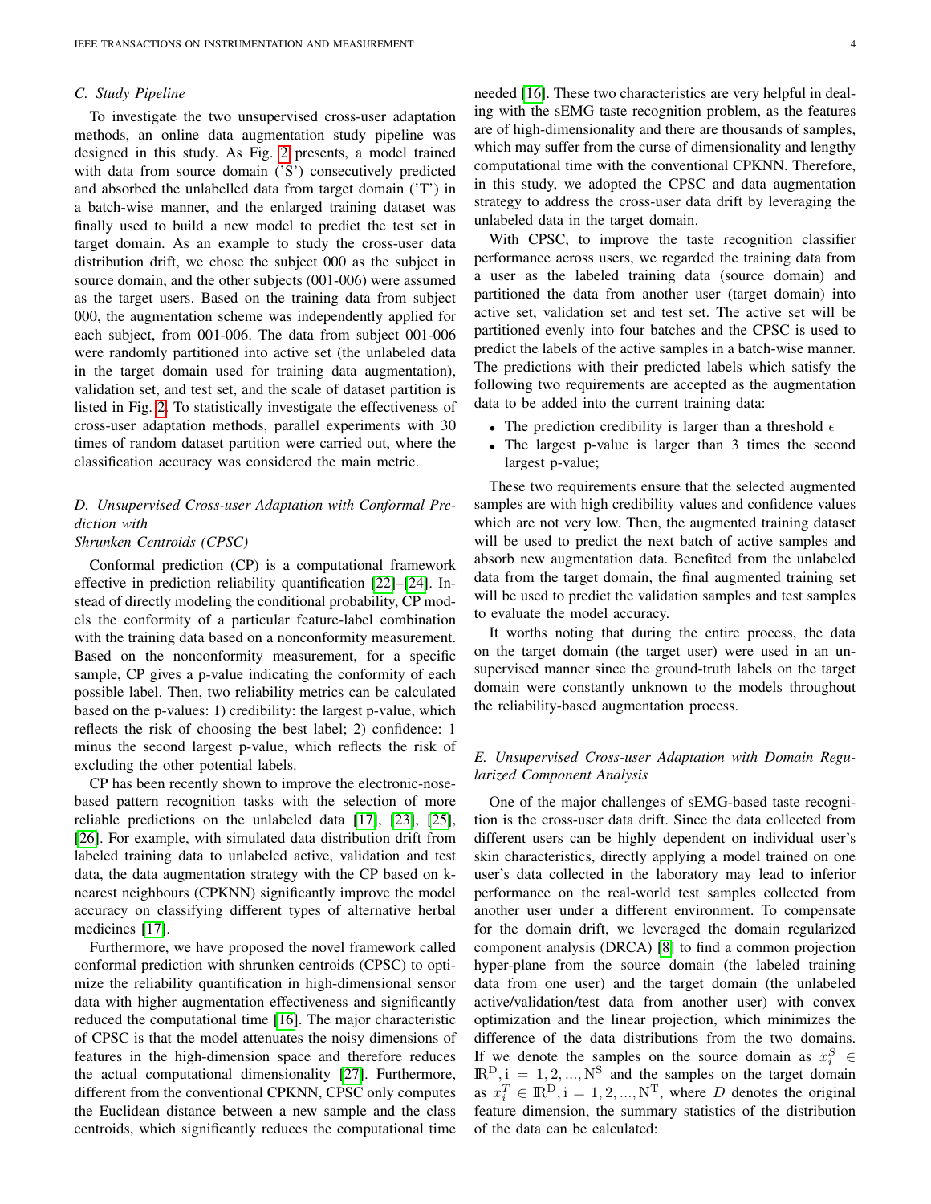### C. Study Pipeline

To investigate the two unsupervised cross-user adaptation methods, an online data augmentation study pipeline was designed in this study. As Fig. 2 presents, a model trained with data from source domain ('S') consecutively predicted and absorbed the unlabelled data from target domain ('T') in a batch-wise manner, and the enlarged training dataset was finally used to build a new model to predict the test set in target domain. As an example to study the cross-user data distribution drift, we chose the subject 000 as the subject in source domain, and the other subjects (001-006) were assumed as the target users. Based on the training data from subject 000, the augmentation scheme was independently applied for each subject, from 001-006. The data from subject 001-006 were randomly partitioned into active set (the unlabeled data in the target domain used for training data augmentation), validation set, and test set, and the scale of dataset partition is listed in Fig. 2. To statistically investigate the effectiveness of cross-user adaptation methods, parallel experiments with 30 times of random dataset partition were carried out, where the classification accuracy was considered the main metric.

### D. Unsupervised Cross-user Adaptation with Conformal Prediction with Shrunken Centroids (CPSC)

Conformal prediction (CP) is a computational framework effective in prediction reliability quantification [22]–[24]. Instead of directly modeling the conditional probability, CP models the conformity of a particular feature-label combination with the training data based on a nonconformity measurement. Based on the nonconformity measurement, for a specific sample, CP gives a p-value indicating the conformity of each possible label. Then, two reliability metrics can be calculated based on the p-values: 1) credibility: the largest p-value, which reflects the risk of choosing the best label; 2) confidence: 1 minus the second largest p-value, which reflects the risk of excluding the other potential labels.

CP has been recently shown to improve the electronic-nose-based pattern recognition tasks with the selection of more reliable predictions on the unlabeled data [17], [23], [25], [26]. For example, with simulated data distribution drift from labeled training data to unlabeled active, validation and test data, the data augmentation strategy with the CP based on k-nearest neighbours (CPKNN) significantly improve the model accuracy on classifying different types of alternative herbal medicines [17].

Furthermore, we have proposed the novel framework called conformal prediction with shrunken centroids (CPSC) to optimize the reliability quantification in high-dimensional sensor data with higher augmentation effectiveness and significantly reduced the computational time [16]. The major characteristic of CPSC is that the model attenuates the noisy dimensions of features in the high-dimension space and therefore reduces the actual computational dimensionality [27]. Furthermore, different from the conventional CPKNN, CPSC only computes the Euclidean distance between a new sample and the class centroids, which significantly reduces the computational time needed [16]. These two characteristics are very helpful in dealing with the sEMG taste recognition problem, as the features are of high-dimensionality and there are thousands of samples, which may suffer from the curse of dimensionality and lengthy computational time with the conventional CPKNN. Therefore, in this study, we adopted the CPSC and data augmentation strategy to address the cross-user data drift by leveraging the unlabeled data in the target domain.

With CPSC, to improve the taste recognition classifier performance across users, we regarded the training data from a user as the labeled training data (source domain) and partitioned the data from another user (target domain) into active set, validation set and test set. The active set will be partitioned evenly into four batches and the CPSC is used to predict the labels of the active samples in a batch-wise manner. The predictions with their predicted labels which satisfy the following two requirements are accepted as the augmentation data to be added into the current training data:

- The prediction credibility is larger than a threshold $\epsilon$
- The largest p-value is larger than 3 times the second largest p-value;

These two requirements ensure that the selected augmented samples are with high credibility values and confidence values which are not very low. Then, the augmented training dataset will be used to predict the next batch of active samples and absorb new augmentation data. Benefited from the unlabeled data from the target domain, the final augmented training set will be used to predict the validation samples and test samples to evaluate the model accuracy.

It worths noting that during the entire process, the data on the target domain (the target user) were used in an unsupervised manner since the ground-truth labels on the target domain were constantly unknown to the models throughout the reliability-based augmentation process.

### E. Unsupervised Cross-user Adaptation with Domain Regularized Component Analysis

One of the major challenges of sEMG-based taste recognition is the cross-user data drift. Since the data collected from different users can be highly dependent on individual user's skin characteristics, directly applying a model trained on one user's data collected in the laboratory may lead to inferior performance on the real-world test samples collected from another user under a different environment. To compensate for the domain drift, we leveraged the domain regularized component analysis (DRCA) [8] to find a common projection hyper-plane from the source domain (the labeled training data from one user) and the target domain (the unlabeled active/validation/test data from another user) with convex optimization and the linear projection, which minimizes the difference of the data distributions from the two domains. If we denote the samples on the source domain as $x_i^S \in \mathbb{R}^D, i = 1, 2, ..., N^S$ and the samples on the target domain as $x_i^T \in \mathbb{R}^D, i = 1, 2, ..., N^T$, where $D$ denotes the original feature dimension, the summary statistics of the distribution of the data can be calculated: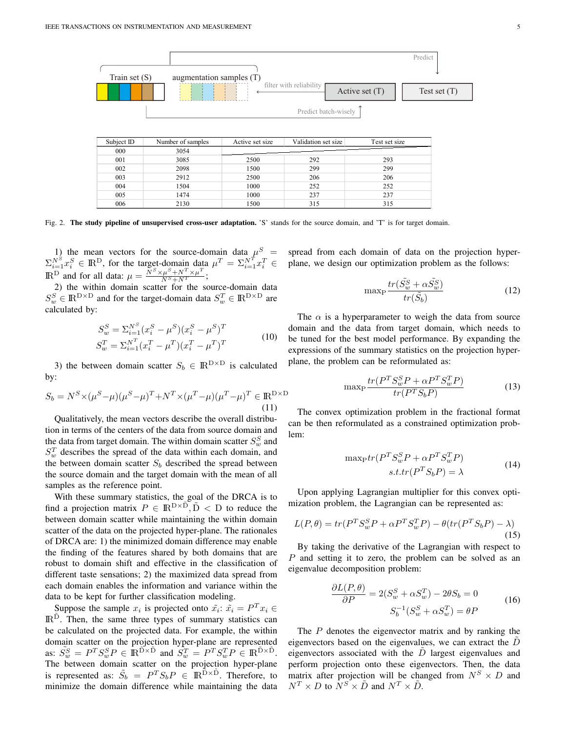| Subject ID | Number of samples | Active set size | Validation set size | Test set size |
|---|---|---|---|---|
| 000 | 3054 | | | |
| 001 | 3085 | 2500 | 292 | 293 |
| 002 | 2098 | 1500 | 299 | 299 |
| 003 | 2912 | 2500 | 206 | 206 |
| 004 | 1504 | 1000 | 252 | 252 |
| 005 | 1474 | 1000 | 237 | 237 |
| 006 | 2130 | 1500 | 315 | 315 |

Fig. 2. **The study pipeline of unsupervised cross-user adaptation.** 'S' stands for the source domain, and 'T' is for target domain.

1) the mean vectors for the source-domain data $\mu^S = \Sigma_{i=1}^{N^S} x_i^S \in \mathbb{R}^D$, for the target-domain data $\mu^T = \Sigma_{i=1}^{N^T} x_i^T \in \mathbb{R}^D$ and for all data: $\mu = \frac{N^S \times \mu^S + N^T \times \mu^T}{N^S + N^T}$;

2) the within domain scatter for the source-domain data $S_w^S \in \mathbb{R}^{D \times D}$ and for the target-domain data $S_w^T \in \mathbb{R}^{D \times D}$ are calculated by:

$$
\begin{aligned}
S_w^S &= \Sigma_{i=1}^{N^S} (x_i^S - \mu^S)(x_i^S - \mu^S)^T \\
S_w^T &= \Sigma_{i=1}^{N^T} (x_i^T - \mu^T)(x_i^T - \mu^T)^T
\end{aligned}
\tag{10}
$$

3) the between domain scatter $S_b \in \mathbb{R}^{D \times D}$ is calculated by:

$$
S_b = N^S \times (\mu^S - \mu)(\mu^S - \mu)^T + N^T \times (\mu^T - \mu)(\mu^T - \mu)^T \in \mathbb{R}^{D \times D} \tag{11}
$$

Qualitatively, the mean vectors describe the overall distribution in terms of the centers of the data from source domain and the data from target domain. The within domain scatter $S_w^S$ and $S_w^T$ describes the spread of the data within each domain, and the between domain scatter $S_b$ described the spread between the source domain and the target domain with the mean of all samples as the reference point.

With these summary statistics, the goal of the DRCA is to find a projection matrix $P \in \mathbb{R}^{D \times \tilde{D}}, \tilde{D} < D$ to reduce the between domain scatter while maintaining the within domain scatter of the data on the projected hyper-plane. The rationales of DRCA are: 1) the minimized domain difference may enable the finding of the features shared by both domains that are robust to domain shift and effective in the classification of different taste sensations; 2) the maximized data spread from each domain enables the information and variance within the data to be kept for further classification modeling.

Suppose the sample $x_i$ is projected onto $\tilde{x}_i$: $\tilde{x}_i = P^T x_i \in \mathbb{R}^{\tilde{D}}$. Then, the same three types of summary statistics can be calculated on the projected data. For example, the within domain scatter on the projection hyper-plane are represented as: $\tilde{S}_w^S = P^T S_w^S P \in \mathbb{R}^{\tilde{D} \times \tilde{D}}$ and $\tilde{S}_w^T = P^T S_w^T P \in \mathbb{R}^{\tilde{D} \times \tilde{D}}$. The between domain scatter on the projection hyper-plane is represented as: $\tilde{S}_b = P^T S_b P \in \mathbb{R}^{\tilde{D} \times \tilde{D}}$. Therefore, to minimize the domain difference while maintaining the data spread from each domain of data on the projection hyper-plane, we design our optimization problem as the follows:

$$
\max_P \frac{tr(\tilde{S}_w^S + \alpha \tilde{S}_w^S)}{tr(\tilde{S}_b)} \tag{12}
$$

The $\alpha$ is a hyperparameter to weigh the data from source domain and the data from target domain, which needs to be tuned for the best model performance. By expanding the expressions of the summary statistics on the projection hyper-plane, the problem can be reformulated as:

$$
\max_P \frac{tr(P^T S_w^S P + \alpha P^T S_w^T P)}{tr(P^T S_b P)} \tag{13}
$$

The convex optimization problem in the fractional format can be then reformulated as a constrained optimization problem:

$$
\begin{aligned}
\max_P tr(P^T S_w^S P + \alpha P^T S_w^T P) \\
s.t. tr(P^T S_b P) = \lambda
\end{aligned}
\tag{14}
$$

Upon applying Lagrangian multiplier for this convex optimization problem, the Lagrangian can be represented as:

$$
L(P, \theta) = tr(P^T S_w^S P + \alpha P^T S_w^T P) - \theta(tr(P^T S_b P) - \lambda) \tag{15}
$$

By taking the derivative of the Lagrangian with respect to $P$ and setting it to zero, the problem can be solved as an eigenvalue decomposition problem:

$$
\begin{aligned}
\frac{\partial L(P, \theta)}{\partial P} = 2(S_w^S + \alpha S_w^T) - 2\theta S_b = 0 \\
S_b^{-1}(S_w^S + \alpha S_w^T) = \theta P
\end{aligned}
\tag{16}
$$

The $P$ denotes the eigenvector matrix and by ranking the eigenvectors based on the eigenvalues, we can extract the $\tilde{D}$ eigenvectors associated with the $\tilde{D}$ largest eigenvalues and perform projection onto these eigenvectors. Then, the data matrix after projection will be changed from $N^S \times D$ and $N^T \times D$ to $N^S \times \tilde{D}$ and $N^T \times \tilde{D}$.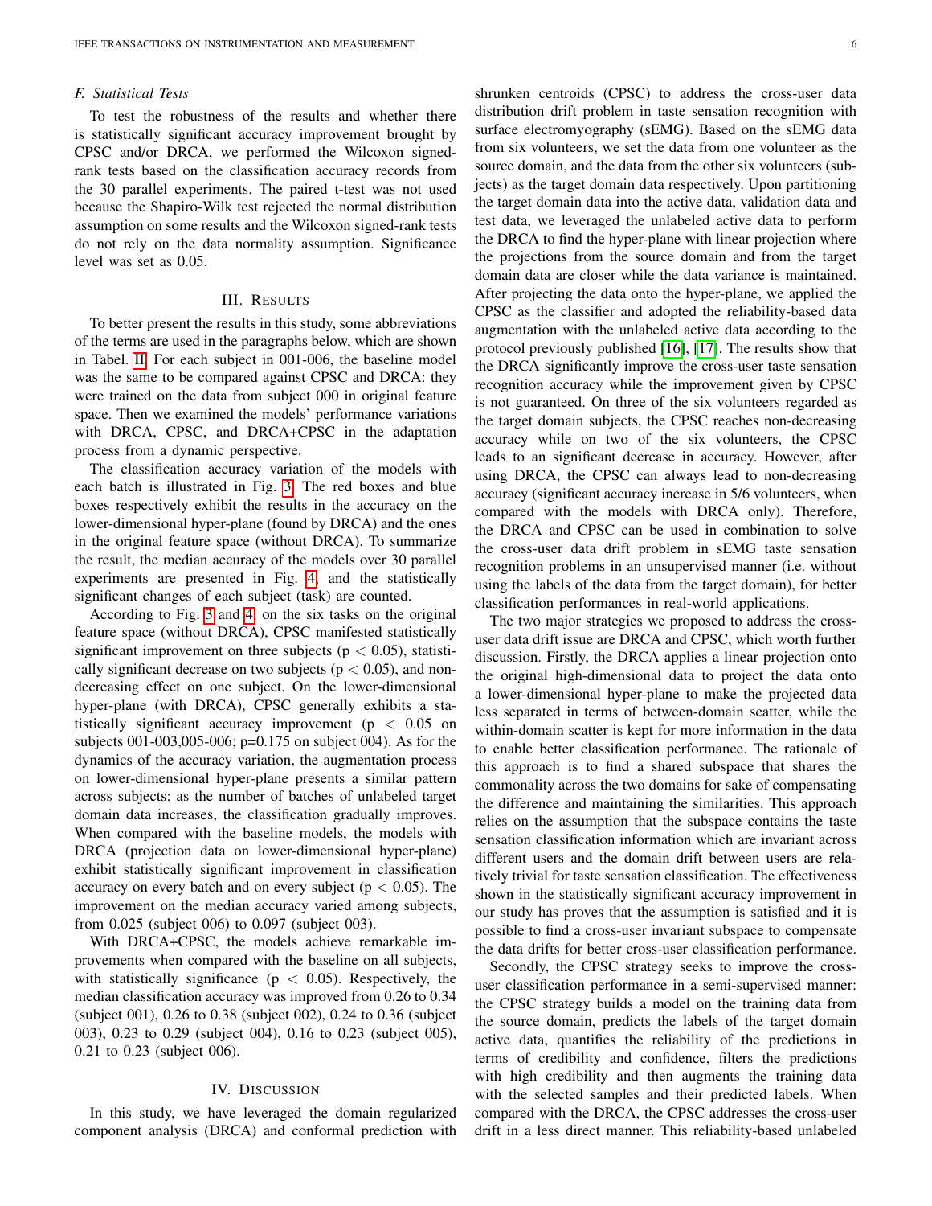### F. Statistical Tests

To test the robustness of the results and whether there is statistically significant accuracy improvement brought by CPSC and/or DRCA, we performed the Wilcoxon signed-rank tests based on the classification accuracy records from the 30 parallel experiments. The paired t-test was not used because the Shapiro-Wilk test rejected the normal distribution assumption on some results and the Wilcoxon signed-rank tests do not rely on the data normality assumption. Significance level was set as 0.05.

## III. Results

To better present the results in this study, some abbreviations of the terms are used in the paragraphs below, which are shown in Tabel. II. For each subject in 001-006, the baseline model was the same to be compared against CPSC and DRCA: they were trained on the data from subject 000 in original feature space. Then we examined the models' performance variations with DRCA, CPSC, and DRCA+CPSC in the adaptation process from a dynamic perspective.

The classification accuracy variation of the models with each batch is illustrated in Fig. 3. The red boxes and blue boxes respectively exhibit the results in the accuracy on the lower-dimensional hyper-plane (found by DRCA) and the ones in the original feature space (without DRCA). To summarize the result, the median accuracy of the models over 30 parallel experiments are presented in Fig. 4, and the statistically significant changes of each subject (task) are counted.

According to Fig. 3 and 4, on the six tasks on the original feature space (without DRCA), CPSC manifested statistically significant improvement on three subjects ($p < 0.05$), statistically significant decrease on two subjects ($p < 0.05$), and non-decreasing effect on one subject. On the lower-dimensional hyper-plane (with DRCA), CPSC generally exhibits a statistically significant accuracy improvement ($p < 0.05$ on subjects 001-003,005-006; $p=0.175$ on subject 004). As for the dynamics of the accuracy variation, the augmentation process on lower-dimensional hyper-plane presents a similar pattern across subjects: as the number of batches of unlabeled target domain data increases, the classification gradually improves. When compared with the baseline models, the models with DRCA (projection data on lower-dimensional hyper-plane) exhibit statistically significant improvement in classification accuracy on every batch and on every subject ($p < 0.05$). The improvement on the median accuracy varied among subjects, from 0.025 (subject 006) to 0.097 (subject 003).

With DRCA+CPSC, the models achieve remarkable improvements when compared with the baseline on all subjects, with statistically significance ($p < 0.05$). Respectively, the median classification accuracy was improved from 0.26 to 0.34 (subject 001), 0.26 to 0.38 (subject 002), 0.24 to 0.36 (subject 003), 0.23 to 0.29 (subject 004), 0.16 to 0.23 (subject 005), 0.21 to 0.23 (subject 006).

## IV. Discussion

In this study, we have leveraged the domain regularized component analysis (DRCA) and conformal prediction with shrunken centroids (CPSC) to address the cross-user data distribution drift problem in taste sensation recognition with surface electromyography (sEMG). Based on the sEMG data from six volunteers, we set the data from one volunteer as the source domain, and the data from the other six volunteers (subjects) as the target domain data respectively. Upon partitioning the target domain data into the active data, validation data and test data, we leveraged the unlabeled active data to perform the DRCA to find the hyper-plane with linear projection where the projections from the source domain and from the target domain data are closer while the data variance is maintained. After projecting the data onto the hyper-plane, we applied the CPSC as the classifier and adopted the reliability-based data augmentation with the unlabeled active data according to the protocol previously published [16], [17]. The results show that the DRCA significantly improve the cross-user taste sensation recognition accuracy while the improvement given by CPSC is not guaranteed. On three of the six volunteers regarded as the target domain subjects, the CPSC reaches non-decreasing accuracy while on two of the six volunteers, the CPSC leads to an significant decrease in accuracy. However, after using DRCA, the CPSC can always lead to non-decreasing accuracy (significant accuracy increase in 5/6 volunteers, when compared with the models with DRCA only). Therefore, the DRCA and CPSC can be used in combination to solve the cross-user data drift problem in sEMG taste sensation recognition problems in an unsupervised manner (i.e. without using the labels of the data from the target domain), for better classification performances in real-world applications.

The two major strategies we proposed to address the cross-user data drift issue are DRCA and CPSC, which worth further discussion. Firstly, the DRCA applies a linear projection onto the original high-dimensional data to project the data onto a lower-dimensional hyper-plane to make the projected data less separated in terms of between-domain scatter, while the within-domain scatter is kept for more information in the data to enable better classification performance. The rationale of this approach is to find a shared subspace that shares the commonality across the two domains for sake of compensating the difference and maintaining the similarities. This approach relies on the assumption that the subspace contains the taste sensation classification information which are invariant across different users and the domain drift between users are relatively trivial for taste sensation classification. The effectiveness shown in the statistically significant accuracy improvement in our study has proves that the assumption is satisfied and it is possible to find a cross-user invariant subspace to compensate the data drifts for better cross-user classification performance.

Secondly, the CPSC strategy seeks to improve the cross-user classification performance in a semi-supervised manner: the CPSC strategy builds a model on the training data from the source domain, predicts the labels of the target domain active data, quantifies the reliability of the predictions in terms of credibility and confidence, filters the predictions with high credibility and then augments the training data with the selected samples and their predicted labels. When compared with the DRCA, the CPSC addresses the cross-user drift in a less direct manner. This reliability-based unlabeled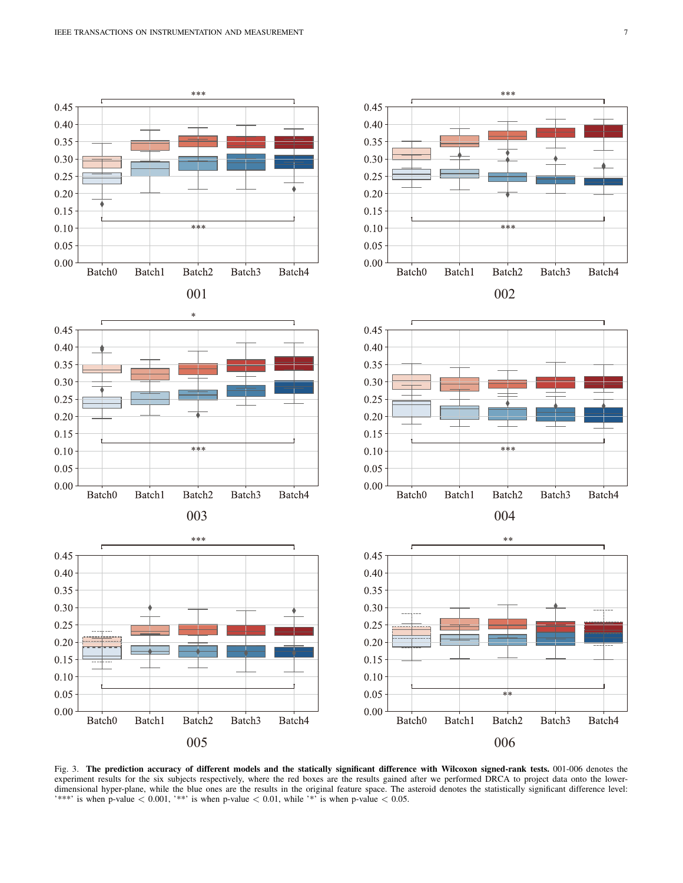Fig. 3. **The prediction accuracy of different models and the statically significant difference with Wilcoxon signed-rank tests.** 001-006 denotes the experiment results for the six subjects respectively, where the red boxes are the results gained after we performed DRCA to project data onto the lower-dimensional hyper-plane, while the blue ones are the results in the original feature space. The asteroid denotes the statistically significant difference level: '***' is when p-value $< 0.001$, '**' is when p-value $< 0.01$, while '*' is when p-value $< 0.05$.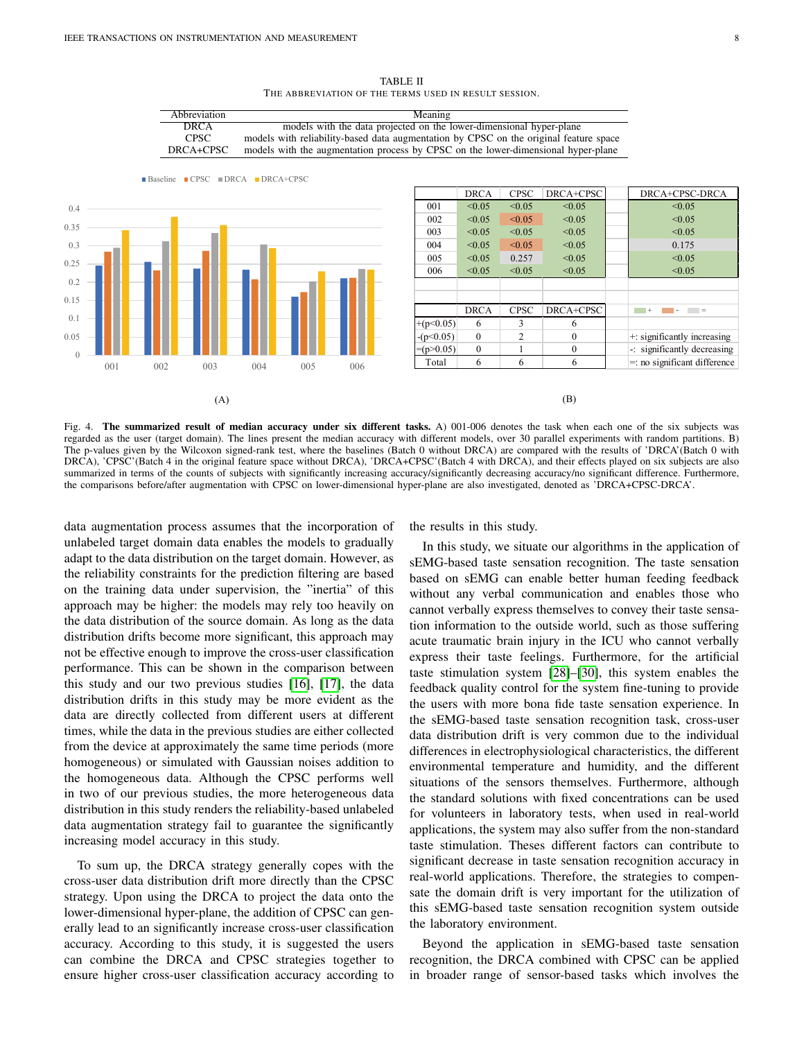TABLE II
THE ABBREVIATION OF THE TERMS USED IN RESULT SESSION.

| Abbreviation | Meaning |
|---|---|
| DRCA | models with the data projected on the lower-dimensional hyper-plane |
| CPSC | models with reliability-based data augmentation by CPSC on the original feature space |
| DRCA+CPSC | models with the augmentation process by CPSC on the lower-dimensional hyper-plane |

|  | DRCA | CPSC | DRCA+CPSC |  | DRCA+CPSC-DRCA |
|---|---|---|---|---|---|
| 001 | <0.05 | <0.05 | <0.05 |  | <0.05 |
| 002 | <0.05 | <0.05 | <0.05 |  | <0.05 |
| 003 | <0.05 | <0.05 | <0.05 |  | <0.05 |
| 004 | <0.05 | <0.05 | <0.05 |  | 0.175 |
| 005 | <0.05 | 0.257 | <0.05 |  | <0.05 |
| 006 | <0.05 | <0.05 | <0.05 |  | <0.05 |

|  | DRCA | CPSC | DRCA+CPSC |  |
|---|---|---|---|---|
| +(p<0.05) | 6 | 3 | 6 | +: significantly increasing |
| -(p<0.05) | 0 | 2 | 0 | -: significantly decreasing |
| =(p>0.05) | 0 | 1 | 0 | =: no significant difference |
| Total | 6 | 6 | 6 |  |

(A) (B)

Fig. 4. **The summarized result of median accuracy under six different tasks.** A) 001-006 denotes the task when each one of the six subjects was regarded as the user (target domain). The lines present the median accuracy with different models, over 30 parallel experiments with random partitions. B) The p-values given by the Wilcoxon signed-rank test, where the baselines (Batch 0 without DRCA) are compared with the results of 'DRCA'(Batch 0 with DRCA), 'CPSC'(Batch 4 in the original feature space without DRCA), 'DRCA+CPSC'(Batch 4 with DRCA), and their effects played on six subjects are also summarized in terms of the counts of subjects with significantly increasing accuracy/significantly decreasing accuracy/no significant difference. Furthermore, the comparisons before/after augmentation with CPSC on lower-dimensional hyper-plane are also investigated, denoted as 'DRCA+CPSC-DRCA'.

data augmentation process assumes that the incorporation of unlabeled target domain data enables the models to gradually adapt to the data distribution on the target domain. However, as the reliability constraints for the prediction filtering are based on the training data under supervision, the "inertia" of this approach may be higher: the models may rely too heavily on the data distribution of the source domain. As long as the data distribution drifts become more significant, this approach may not be effective enough to improve the cross-user classification performance. This can be shown in the comparison between this study and our two previous studies [16], [17], the data distribution drifts in this study may be more evident as the data are directly collected from different users at different times, while the data in the previous studies are either collected from the device at approximately the same time periods (more homogeneous) or simulated with Gaussian noises addition to the homogeneous data. Although the CPSC performs well in two of our previous studies, the more heterogeneous data distribution in this study renders the reliability-based unlabeled data augmentation strategy fail to guarantee the significantly increasing model accuracy in this study.

To sum up, the DRCA strategy generally copes with the cross-user data distribution drift more directly than the CPSC strategy. Upon using the DRCA to project the data onto the lower-dimensional hyper-plane, the addition of CPSC can generally lead to an significantly increase cross-user classification accuracy. According to this study, it is suggested the users can combine the DRCA and CPSC strategies together to ensure higher cross-user classification accuracy according to the results in this study.

In this study, we situate our algorithms in the application of sEMG-based taste sensation recognition. The taste sensation based on sEMG can enable better human feeding feedback without any verbal communication and enables those who cannot verbally express themselves to convey their taste sensation information to the outside world, such as those suffering acute traumatic brain injury in the ICU who cannot verbally express their taste feelings. Furthermore, for the artificial taste stimulation system [28]–[30], this system enables the feedback quality control for the system fine-tuning to provide the users with more bona fide taste sensation experience. In the sEMG-based taste sensation recognition task, cross-user data distribution drift is very common due to the individual differences in electrophysiological characteristics, the different environmental temperature and humidity, and the different situations of the sensors themselves. Furthermore, although the standard solutions with fixed concentrations can be used for volunteers in laboratory tests, when used in real-world applications, the system may also suffer from the non-standard taste stimulation. Theses different factors can contribute to significant decrease in taste sensation recognition accuracy in real-world applications. Therefore, the strategies to compensate the domain drift is very important for the utilization of this sEMG-based taste sensation recognition system outside the laboratory environment.

Beyond the application in sEMG-based taste sensation recognition, the DRCA combined with CPSC can be applied in broader range of sensor-based tasks which involves the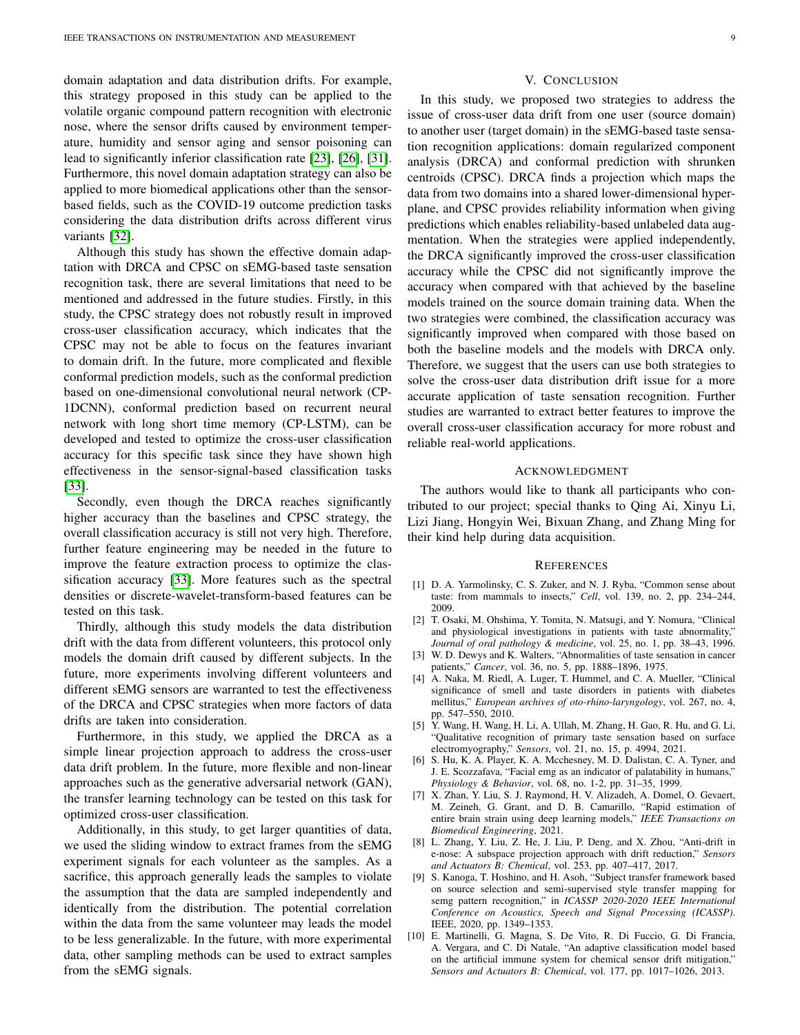domain adaptation and data distribution drifts. For example, this strategy proposed in this study can be applied to the volatile organic compound pattern recognition with electronic nose, where the sensor drifts caused by environment temperature, humidity and sensor aging and sensor poisoning can lead to significantly inferior classification rate [23], [26], [31]. Furthermore, this novel domain adaptation strategy can also be applied to more biomedical applications other than the sensor-based fields, such as the COVID-19 outcome prediction tasks considering the data distribution drifts across different virus variants [32].

Although this study has shown the effective domain adaptation with DRCA and CPSC on sEMG-based taste sensation recognition task, there are several limitations that need to be mentioned and addressed in the future studies. Firstly, in this study, the CPSC strategy does not robustly result in improved cross-user classification accuracy, which indicates that the CPSC may not be able to focus on the features invariant to domain drift. In the future, more complicated and flexible conformal prediction models, such as the conformal prediction based on one-dimensional convolutional neural network (CP-1DCNN), conformal prediction based on recurrent neural network with long short time memory (CP-LSTM), can be developed and tested to optimize the cross-user classification accuracy for this specific task since they have shown high effectiveness in the sensor-signal-based classification tasks [33].

Secondly, even though the DRCA reaches significantly higher accuracy than the baselines and CPSC strategy, the overall classification accuracy is still not very high. Therefore, further feature engineering may be needed in the future to improve the feature extraction process to optimize the classification accuracy [33]. More features such as the spectral densities or discrete-wavelet-transform-based features can be tested on this task.

Thirdly, although this study models the data distribution drift with the data from different volunteers, this protocol only models the domain drift caused by different subjects. In the future, more experiments involving different volunteers and different sEMG sensors are warranted to test the effectiveness of the DRCA and CPSC strategies when more factors of data drifts are taken into consideration.

Furthermore, in this study, we applied the DRCA as a simple linear projection approach to address the cross-user data drift problem. In the future, more flexible and non-linear approaches such as the generative adversarial network (GAN), the transfer learning technology can be tested on this task for optimized cross-user classification.

Additionally, in this study, to get larger quantities of data, we used the sliding window to extract frames from the sEMG experiment signals for each volunteer as the samples. As a sacrifice, this approach generally leads the samples to violate the assumption that the data are sampled independently and identically from the distribution. The potential correlation within the data from the same volunteer may leads the model to be less generalizable. In the future, with more experimental data, other sampling methods can be used to extract samples from the sEMG signals.

## V. Conclusion

In this study, we proposed two strategies to address the issue of cross-user data drift from one user (source domain) to another user (target domain) in the sEMG-based taste sensation recognition applications: domain regularized component analysis (DRCA) and conformal prediction with shrunken centroids (CPSC). DRCA finds a projection which maps the data from two domains into a shared lower-dimensional hyperplane, and CPSC provides reliability information when giving predictions which enables reliability-based unlabeled data augmentation. When the strategies were applied independently, the DRCA significantly improved the cross-user classification accuracy while the CPSC did not significantly improve the accuracy when compared with that achieved by the baseline models trained on the source domain training data. When the two strategies were combined, the classification accuracy was significantly improved when compared with those based on both the baseline models and the models with DRCA only. Therefore, we suggest that the users can use both strategies to solve the cross-user data distribution drift issue for a more accurate application of taste sensation recognition. Further studies are warranted to extract better features to improve the overall cross-user classification accuracy for more robust and reliable real-world applications.

## Acknowledgment

The authors would like to thank all participants who contributed to our project; special thanks to Qing Ai, Xinyu Li, Lizi Jiang, Hongyin Wei, Bixuan Zhang, and Zhang Ming for their kind help during data acquisition.

## References

[1] D. A. Yarmolinsky, C. S. Zuker, and N. J. Ryba, "Common sense about taste: from mammals to insects," *Cell*, vol. 139, no. 2, pp. 234–244, 2009.

[2] T. Osaki, M. Ohshima, Y. Tomita, N. Matsugi, and Y. Nomura, "Clinical and physiological investigations in patients with taste abnormality," *Journal of oral pathology & medicine*, vol. 25, no. 1, pp. 38–43, 1996.

[3] W. D. Dewys and K. Walters, "Abnormalities of taste sensation in cancer patients," *Cancer*, vol. 36, no. 5, pp. 1888–1896, 1975.

[4] A. Naka, M. Riedl, A. Luger, T. Hummel, and C. A. Mueller, "Clinical significance of smell and taste disorders in patients with diabetes mellitus," *European archives of oto-rhino-laryngology*, vol. 267, no. 4, pp. 547–550, 2010.

[5] Y. Wang, H. Wang, H. Li, A. Ullah, M. Zhang, H. Gao, R. Hu, and G. Li, "Qualitative recognition of primary taste sensation based on surface electromyography," *Sensors*, vol. 21, no. 15, p. 4994, 2021.

[6] S. Hu, K. A. Player, K. A. Mcchesney, M. D. Dalistan, C. A. Tyner, and J. E. Scozzafava, "Facial emg as an indicator of palatability in humans," *Physiology & Behavior*, vol. 68, no. 1-2, pp. 31–35, 1999.

[7] X. Zhan, Y. Liu, S. J. Raymond, H. V. Alizadeh, A. Domel, O. Gevaert, M. Zeineh, G. Grant, and D. B. Camarillo, "Rapid estimation of entire brain strain using deep learning models," *IEEE Transactions on Biomedical Engineering*, 2021.

[8] L. Zhang, Y. Liu, Z. He, J. Liu, P. Deng, and X. Zhou, "Anti-drift in e-nose: A subspace projection approach with drift reduction," *Sensors and Actuators B: Chemical*, vol. 253, pp. 407–417, 2017.

[9] S. Kanoga, T. Hoshino, and H. Asoh, "Subject transfer framework based on source selection and semi-supervised style transfer mapping for semg pattern recognition," in *ICASSP 2020-2020 IEEE International Conference on Acoustics, Speech and Signal Processing (ICASSP)*. IEEE, 2020, pp. 1349–1353.

[10] E. Martinelli, G. Magna, S. De Vito, R. Di Fuccio, G. Di Francia, A. Vergara, and C. Di Natale, "An adaptive classification model based on the artificial immune system for chemical sensor drift mitigation," *Sensors and Actuators B: Chemical*, vol. 177, pp. 1017–1026, 2013.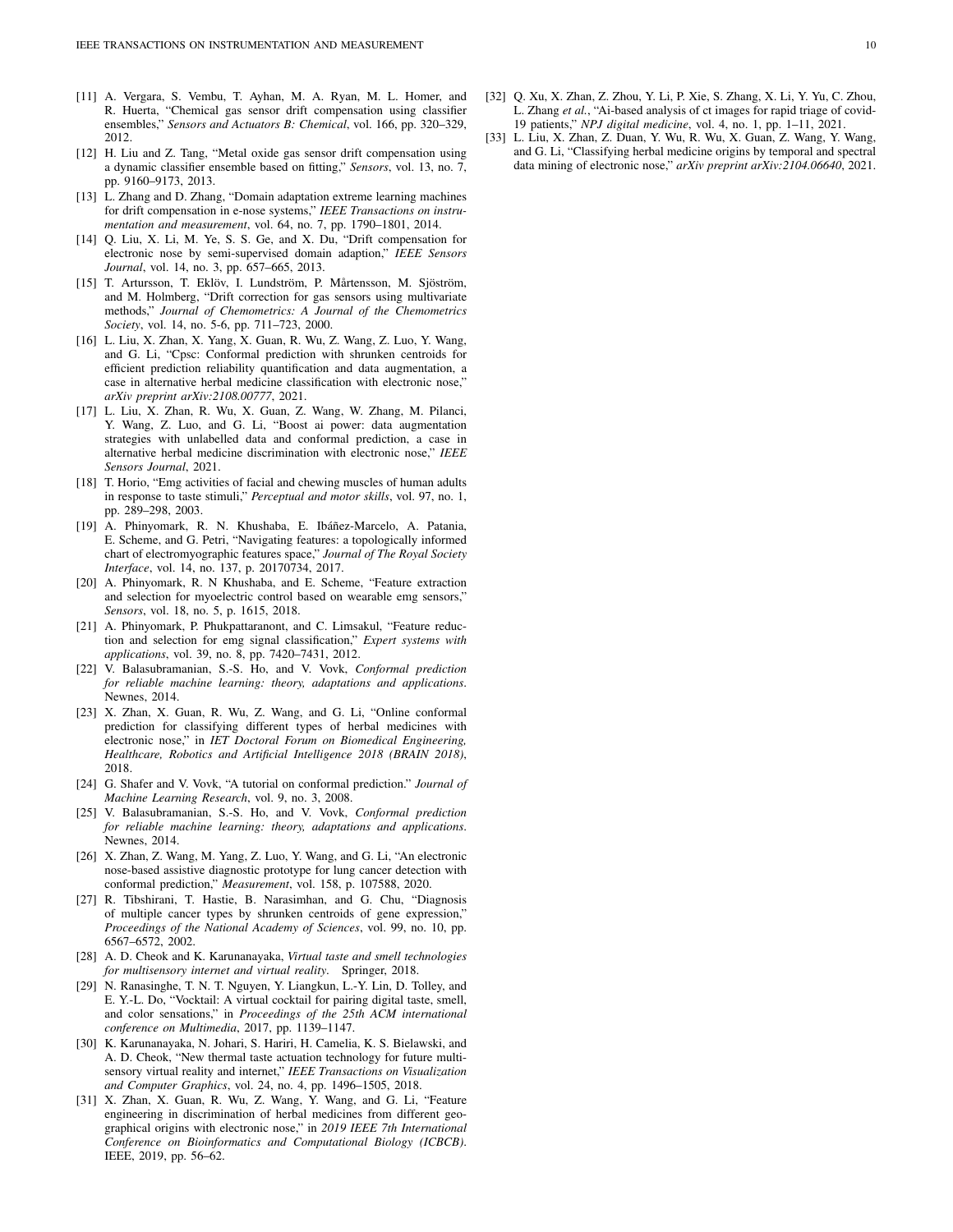[11] A. Vergara, S. Vembu, T. Ayhan, M. A. Ryan, M. L. Homer, and R. Huerta, "Chemical gas sensor drift compensation using classifier ensembles," *Sensors and Actuators B: Chemical*, vol. 166, pp. 320–329, 2012.

[12] H. Liu and Z. Tang, "Metal oxide gas sensor drift compensation using a dynamic classifier ensemble based on fitting," *Sensors*, vol. 13, no. 7, pp. 9160–9173, 2013.

[13] L. Zhang and D. Zhang, "Domain adaptation extreme learning machines for drift compensation in e-nose systems," *IEEE Transactions on instrumentation and measurement*, vol. 64, no. 7, pp. 1790–1801, 2014.

[14] Q. Liu, X. Li, M. Ye, S. S. Ge, and X. Du, "Drift compensation for electronic nose by semi-supervised domain adaption," *IEEE Sensors Journal*, vol. 14, no. 3, pp. 657–665, 2013.

[15] T. Artursson, T. Eklöv, I. Lundström, P. Mårtensson, M. Sjöström, and M. Holmberg, "Drift correction for gas sensors using multivariate methods," *Journal of Chemometrics: A Journal of the Chemometrics Society*, vol. 14, no. 5-6, pp. 711–723, 2000.

[16] L. Liu, X. Zhan, X. Yang, X. Guan, R. Wu, Z. Wang, Z. Luo, Y. Wang, and G. Li, "Cpsc: Conformal prediction with shrunken centroids for efficient prediction reliability quantification and data augmentation, a case in alternative herbal medicine classification with electronic nose," *arXiv preprint arXiv:2108.00777*, 2021.

[17] L. Liu, X. Zhan, R. Wu, X. Guan, Z. Wang, W. Zhang, M. Pilanci, Y. Wang, Z. Luo, and G. Li, "Boost ai power: data augmentation strategies with unlabelled data and conformal prediction, a case in alternative herbal medicine discrimination with electronic nose," *IEEE Sensors Journal*, 2021.

[18] T. Horio, "Emg activities of facial and chewing muscles of human adults in response to taste stimuli," *Perceptual and motor skills*, vol. 97, no. 1, pp. 289–298, 2003.

[19] A. Phinyomark, R. N. Khushaba, E. Ibáñez-Marcelo, A. Patania, E. Scheme, and G. Petri, "Navigating features: a topologically informed chart of electromyographic features space," *Journal of The Royal Society Interface*, vol. 14, no. 137, p. 20170734, 2017.

[20] A. Phinyomark, R. N Khushaba, and E. Scheme, "Feature extraction and selection for myoelectric control based on wearable emg sensors," *Sensors*, vol. 18, no. 5, p. 1615, 2018.

[21] A. Phinyomark, P. Phukpattaranont, and C. Limsakul, "Feature reduction and selection for emg signal classification," *Expert systems with applications*, vol. 39, no. 8, pp. 7420–7431, 2012.

[22] V. Balasubramanian, S.-S. Ho, and V. Vovk, *Conformal prediction for reliable machine learning: theory, adaptations and applications*. Newnes, 2014.

[23] X. Zhan, X. Guan, R. Wu, Z. Wang, and G. Li, "Online conformal prediction for classifying different types of herbal medicines with electronic nose," in *IET Doctoral Forum on Biomedical Engineering, Healthcare, Robotics and Artificial Intelligence 2018 (BRAIN 2018)*, 2018.

[24] G. Shafer and V. Vovk, "A tutorial on conformal prediction." *Journal of Machine Learning Research*, vol. 9, no. 3, 2008.

[25] V. Balasubramanian, S.-S. Ho, and V. Vovk, *Conformal prediction for reliable machine learning: theory, adaptations and applications*. Newnes, 2014.

[26] X. Zhan, Z. Wang, M. Yang, Z. Luo, Y. Wang, and G. Li, "An electronic nose-based assistive diagnostic prototype for lung cancer detection with conformal prediction," *Measurement*, vol. 158, p. 107588, 2020.

[27] R. Tibshirani, T. Hastie, B. Narasimhan, and G. Chu, "Diagnosis of multiple cancer types by shrunken centroids of gene expression," *Proceedings of the National Academy of Sciences*, vol. 99, no. 10, pp. 6567–6572, 2002.

[28] A. D. Cheok and K. Karunanayaka, *Virtual taste and smell technologies for multisensory internet and virtual reality*. Springer, 2018.

[29] N. Ranasinghe, T. N. T. Nguyen, Y. Liangkun, L.-Y. Lin, D. Tolley, and E. Y.-L. Do, "Vocktail: A virtual cocktail for pairing digital taste, smell, and color sensations," in *Proceedings of the 25th ACM international conference on Multimedia*, 2017, pp. 1139–1147.

[30] K. Karunanayaka, N. Johari, S. Hariri, H. Camelia, K. S. Bielawski, and A. D. Cheok, "New thermal taste actuation technology for future multisensory virtual reality and internet," *IEEE Transactions on Visualization and Computer Graphics*, vol. 24, no. 4, pp. 1496–1505, 2018.

[31] X. Zhan, X. Guan, R. Wu, Z. Wang, Y. Wang, and G. Li, "Feature engineering in discrimination of herbal medicines from different geographical origins with electronic nose," in *2019 IEEE 7th International Conference on Bioinformatics and Computational Biology (ICBCB)*. IEEE, 2019, pp. 56–62.

[32] Q. Xu, X. Zhan, Z. Zhou, Y. Li, P. Xie, S. Zhang, X. Li, Y. Yu, C. Zhou, L. Zhang *et al.*, "Ai-based analysis of ct images for rapid triage of covid-19 patients," *NPJ digital medicine*, vol. 4, no. 1, pp. 1–11, 2021.

[33] L. Liu, X. Zhan, Z. Duan, Y. Wu, R. Wu, X. Guan, Z. Wang, Y. Wang, and G. Li, "Classifying herbal medicine origins by temporal and spectral data mining of electronic nose," *arXiv preprint arXiv:2104.06640*, 2021.